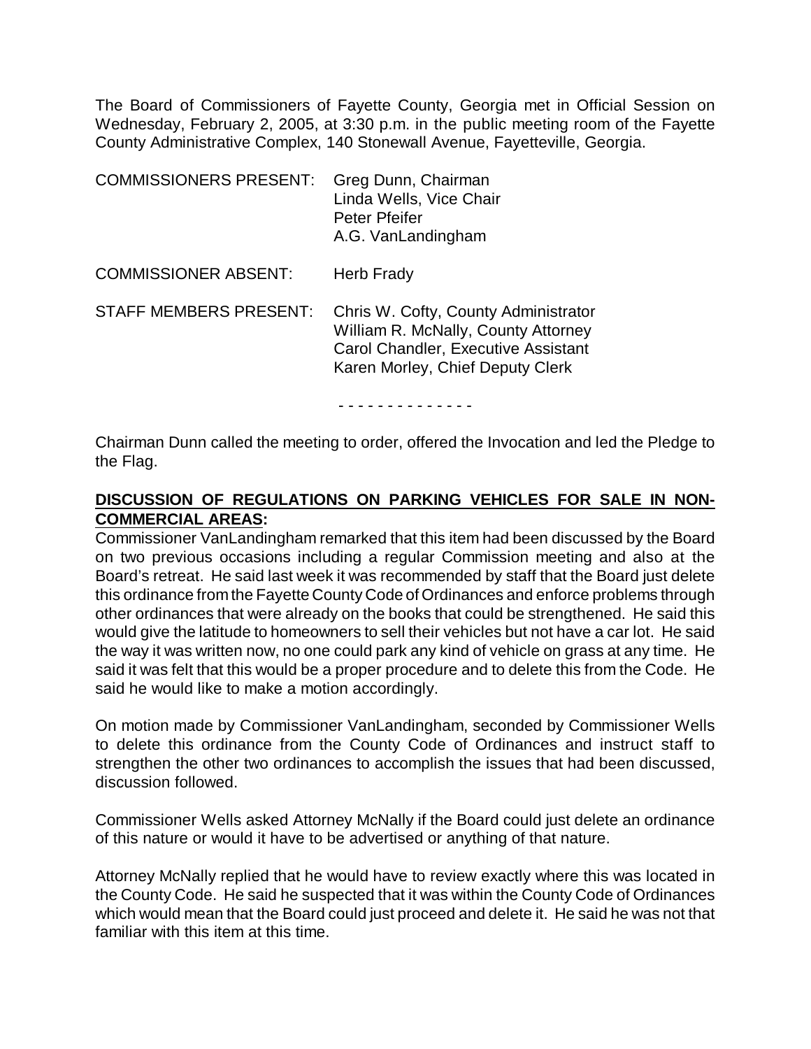The Board of Commissioners of Fayette County, Georgia met in Official Session on Wednesday, February 2, 2005, at 3:30 p.m. in the public meeting room of the Fayette County Administrative Complex, 140 Stonewall Avenue, Fayetteville, Georgia.

| | |
|---|---|
| COMMISSIONERS PRESENT: | Greg Dunn, Chairman<br>Linda Wells, Vice Chair<br>Peter Pfeifer<br>A.G. VanLandingham |
| COMMISSIONER ABSENT: | Herb Frady |
| STAFF MEMBERS PRESENT: | Chris W. Cofty, County Administrator<br>William R. McNally, County Attorney<br>Carol Chandler, Executive Assistant<br>Karen Morley, Chief Deputy Clerk |

- - - - - - - - - - - - - -

Chairman Dunn called the meeting to order, offered the Invocation and led the Pledge to the Flag.

**DISCUSSION OF REGULATIONS ON PARKING VEHICLES FOR SALE IN NON-COMMERCIAL AREAS:**

Commissioner VanLandingham remarked that this item had been discussed by the Board on two previous occasions including a regular Commission meeting and also at the Board's retreat. He said last week it was recommended by staff that the Board just delete this ordinance from the Fayette County Code of Ordinances and enforce problems through other ordinances that were already on the books that could be strengthened. He said this would give the latitude to homeowners to sell their vehicles but not have a car lot. He said the way it was written now, no one could park any kind of vehicle on grass at any time. He said it was felt that this would be a proper procedure and to delete this from the Code. He said he would like to make a motion accordingly.

On motion made by Commissioner VanLandingham, seconded by Commissioner Wells to delete this ordinance from the County Code of Ordinances and instruct staff to strengthen the other two ordinances to accomplish the issues that had been discussed, discussion followed.

Commissioner Wells asked Attorney McNally if the Board could just delete an ordinance of this nature or would it have to be advertised or anything of that nature.

Attorney McNally replied that he would have to review exactly where this was located in the County Code. He said he suspected that it was within the County Code of Ordinances which would mean that the Board could just proceed and delete it. He said he was not that familiar with this item at this time.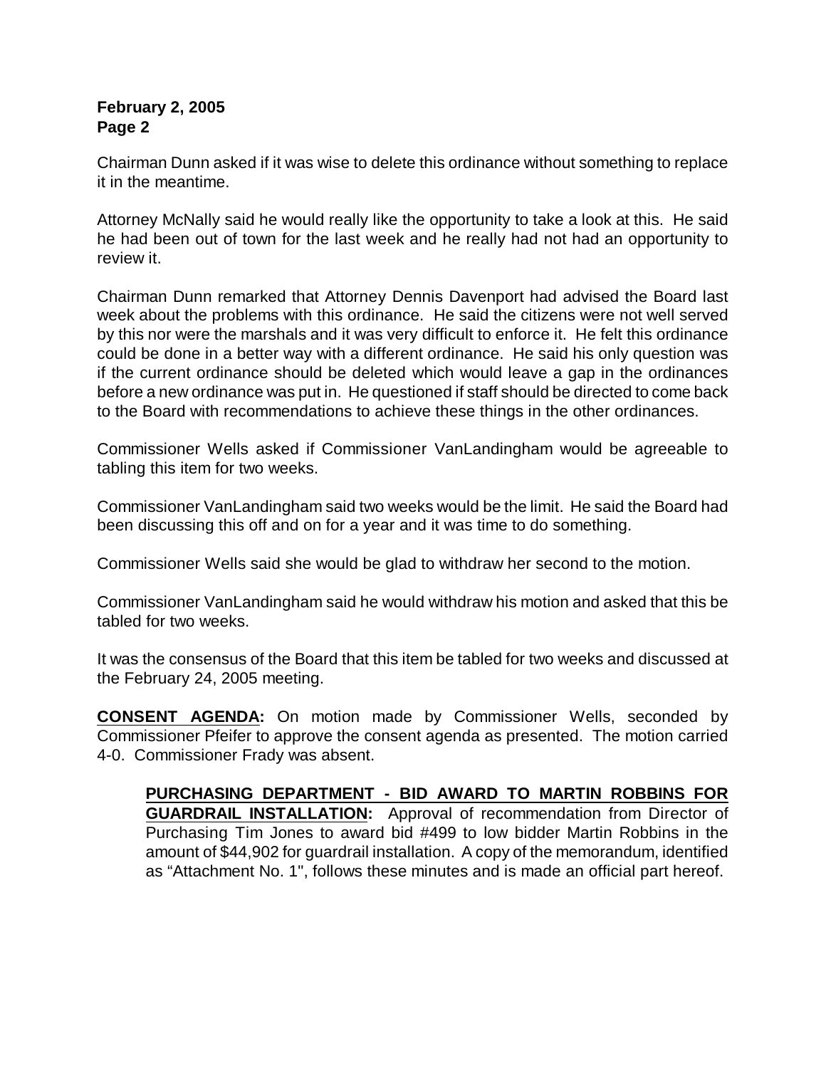Chairman Dunn asked if it was wise to delete this ordinance without something to replace it in the meantime.

Attorney McNally said he would really like the opportunity to take a look at this. He said he had been out of town for the last week and he really had not had an opportunity to review it.

Chairman Dunn remarked that Attorney Dennis Davenport had advised the Board last week about the problems with this ordinance. He said the citizens were not well served by this nor were the marshals and it was very difficult to enforce it. He felt this ordinance could be done in a better way with a different ordinance. He said his only question was if the current ordinance should be deleted which would leave a gap in the ordinances before a new ordinance was put in. He questioned if staff should be directed to come back to the Board with recommendations to achieve these things in the other ordinances.

Commissioner Wells asked if Commissioner VanLandingham would be agreeable to tabling this item for two weeks.

Commissioner VanLandingham said two weeks would be the limit. He said the Board had been discussing this off and on for a year and it was time to do something.

Commissioner Wells said she would be glad to withdraw her second to the motion.

Commissioner VanLandingham said he would withdraw his motion and asked that this be tabled for two weeks.

It was the consensus of the Board that this item be tabled for two weeks and discussed at the February 24, 2005 meeting.

**CONSENT AGENDA:** On motion made by Commissioner Wells, seconded by Commissioner Pfeifer to approve the consent agenda as presented. The motion carried 4-0. Commissioner Frady was absent.

> **PURCHASING DEPARTMENT - BID AWARD TO MARTIN ROBBINS FOR GUARDRAIL INSTALLATION:** Approval of recommendation from Director of Purchasing Tim Jones to award bid #499 to low bidder Martin Robbins in the amount of $44,902 for guardrail installation. A copy of the memorandum, identified as "Attachment No. 1", follows these minutes and is made an official part hereof.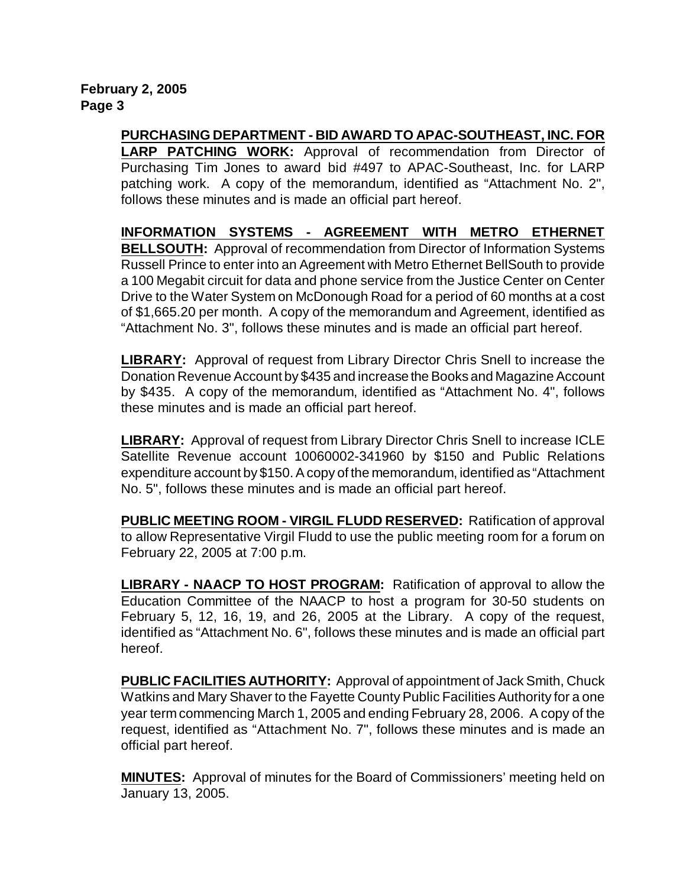**PURCHASING DEPARTMENT - BID AWARD TO APAC-SOUTHEAST, INC. FOR LARP PATCHING WORK:** Approval of recommendation from Director of Purchasing Tim Jones to award bid #497 to APAC-Southeast, Inc. for LARP patching work. A copy of the memorandum, identified as "Attachment No. 2", follows these minutes and is made an official part hereof.

**INFORMATION SYSTEMS - AGREEMENT WITH METRO ETHERNET BELLSOUTH:** Approval of recommendation from Director of Information Systems Russell Prince to enter into an Agreement with Metro Ethernet BellSouth to provide a 100 Megabit circuit for data and phone service from the Justice Center on Center Drive to the Water System on McDonough Road for a period of 60 months at a cost of $1,665.20 per month. A copy of the memorandum and Agreement, identified as "Attachment No. 3", follows these minutes and is made an official part hereof.

**LIBRARY:** Approval of request from Library Director Chris Snell to increase the Donation Revenue Account by $435 and increase the Books and Magazine Account by $435. A copy of the memorandum, identified as "Attachment No. 4", follows these minutes and is made an official part hereof.

**LIBRARY:** Approval of request from Library Director Chris Snell to increase ICLE Satellite Revenue account 10060002-341960 by $150 and Public Relations expenditure account by $150. A copy of the memorandum, identified as "Attachment No. 5", follows these minutes and is made an official part hereof.

**PUBLIC MEETING ROOM - VIRGIL FLUDD RESERVED:** Ratification of approval to allow Representative Virgil Fludd to use the public meeting room for a forum on February 22, 2005 at 7:00 p.m.

**LIBRARY - NAACP TO HOST PROGRAM:** Ratification of approval to allow the Education Committee of the NAACP to host a program for 30-50 students on February 5, 12, 16, 19, and 26, 2005 at the Library. A copy of the request, identified as "Attachment No. 6", follows these minutes and is made an official part hereof.

**PUBLIC FACILITIES AUTHORITY:** Approval of appointment of Jack Smith, Chuck Watkins and Mary Shaver to the Fayette County Public Facilities Authority for a one year term commencing March 1, 2005 and ending February 28, 2006. A copy of the request, identified as "Attachment No. 7", follows these minutes and is made an official part hereof.

**MINUTES:** Approval of minutes for the Board of Commissioners' meeting held on January 13, 2005.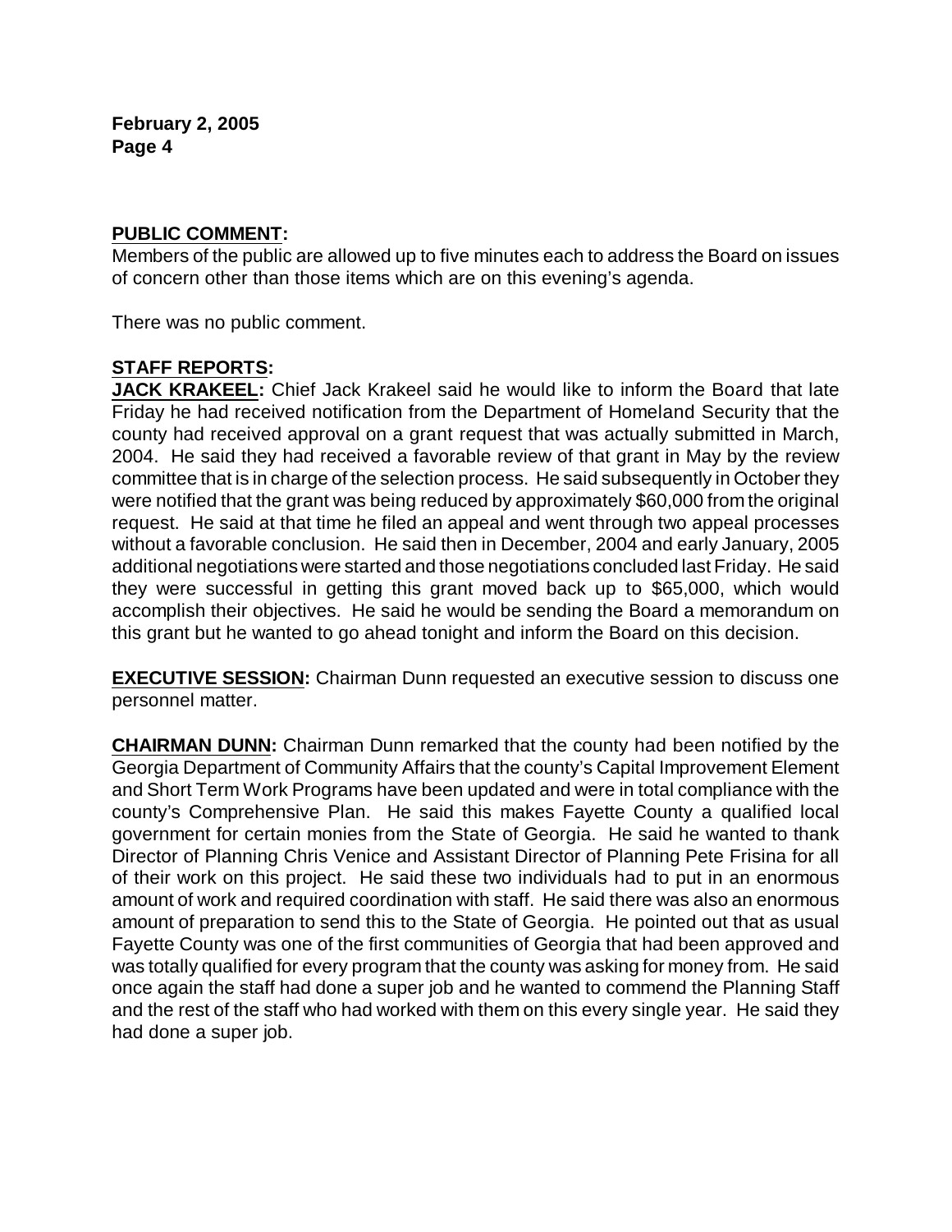**PUBLIC COMMENT:**

Members of the public are allowed up to five minutes each to address the Board on issues of concern other than those items which are on this evening's agenda.

There was no public comment.

**STAFF REPORTS:**

**JACK KRAKEEL:** Chief Jack Krakeel said he would like to inform the Board that late Friday he had received notification from the Department of Homeland Security that the county had received approval on a grant request that was actually submitted in March, 2004. He said they had received a favorable review of that grant in May by the review committee that is in charge of the selection process. He said subsequently in October they were notified that the grant was being reduced by approximately $60,000 from the original request. He said at that time he filed an appeal and went through two appeal processes without a favorable conclusion. He said then in December, 2004 and early January, 2005 additional negotiations were started and those negotiations concluded last Friday. He said they were successful in getting this grant moved back up to $65,000, which would accomplish their objectives. He said he would be sending the Board a memorandum on this grant but he wanted to go ahead tonight and inform the Board on this decision.

**EXECUTIVE SESSION:** Chairman Dunn requested an executive session to discuss one personnel matter.

**CHAIRMAN DUNN:** Chairman Dunn remarked that the county had been notified by the Georgia Department of Community Affairs that the county's Capital Improvement Element and Short Term Work Programs have been updated and were in total compliance with the county's Comprehensive Plan. He said this makes Fayette County a qualified local government for certain monies from the State of Georgia. He said he wanted to thank Director of Planning Chris Venice and Assistant Director of Planning Pete Frisina for all of their work on this project. He said these two individuals had to put in an enormous amount of work and required coordination with staff. He said there was also an enormous amount of preparation to send this to the State of Georgia. He pointed out that as usual Fayette County was one of the first communities of Georgia that had been approved and was totally qualified for every program that the county was asking for money from. He said once again the staff had done a super job and he wanted to commend the Planning Staff and the rest of the staff who had worked with them on this every single year. He said they had done a super job.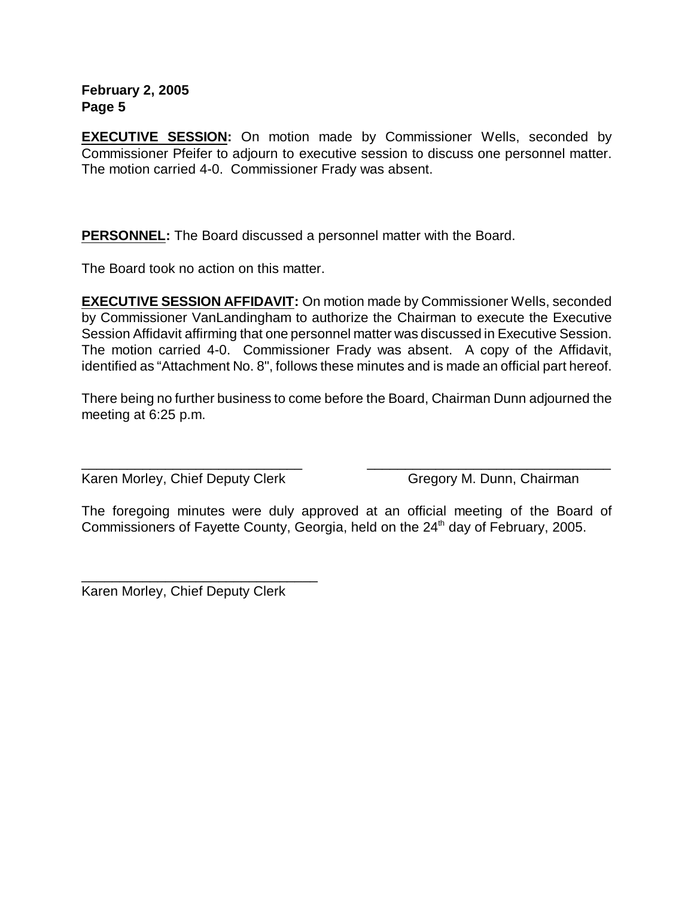**EXECUTIVE SESSION:** On motion made by Commissioner Wells, seconded by Commissioner Pfeifer to adjourn to executive session to discuss one personnel matter. The motion carried 4-0. Commissioner Frady was absent.

**PERSONNEL:** The Board discussed a personnel matter with the Board.

The Board took no action on this matter.

**EXECUTIVE SESSION AFFIDAVIT:** On motion made by Commissioner Wells, seconded by Commissioner VanLandingham to authorize the Chairman to execute the Executive Session Affidavit affirming that one personnel matter was discussed in Executive Session. The motion carried 4-0. Commissioner Frady was absent. A copy of the Affidavit, identified as "Attachment No. 8", follows these minutes and is made an official part hereof.

There being no further business to come before the Board, Chairman Dunn adjourned the meeting at 6:25 p.m.

\_\_\_\_\_\_\_\_\_\_\_\_\_\_\_\_\_\_\_\_\_\_\_\_\_\_\_\_\_\_ \_\_\_\_\_\_\_\_\_\_\_\_\_\_\_\_\_\_\_\_\_\_\_\_\_\_\_\_\_\_\_\_

Karen Morley, Chief Deputy Clerk Gregory M. Dunn, Chairman

The foregoing minutes were duly approved at an official meeting of the Board of Commissioners of Fayette County, Georgia, held on the 24th day of February, 2005.

\_\_\_\_\_\_\_\_\_\_\_\_\_\_\_\_\_\_\_\_\_\_\_\_\_\_\_\_\_\_\_\_

Karen Morley, Chief Deputy Clerk